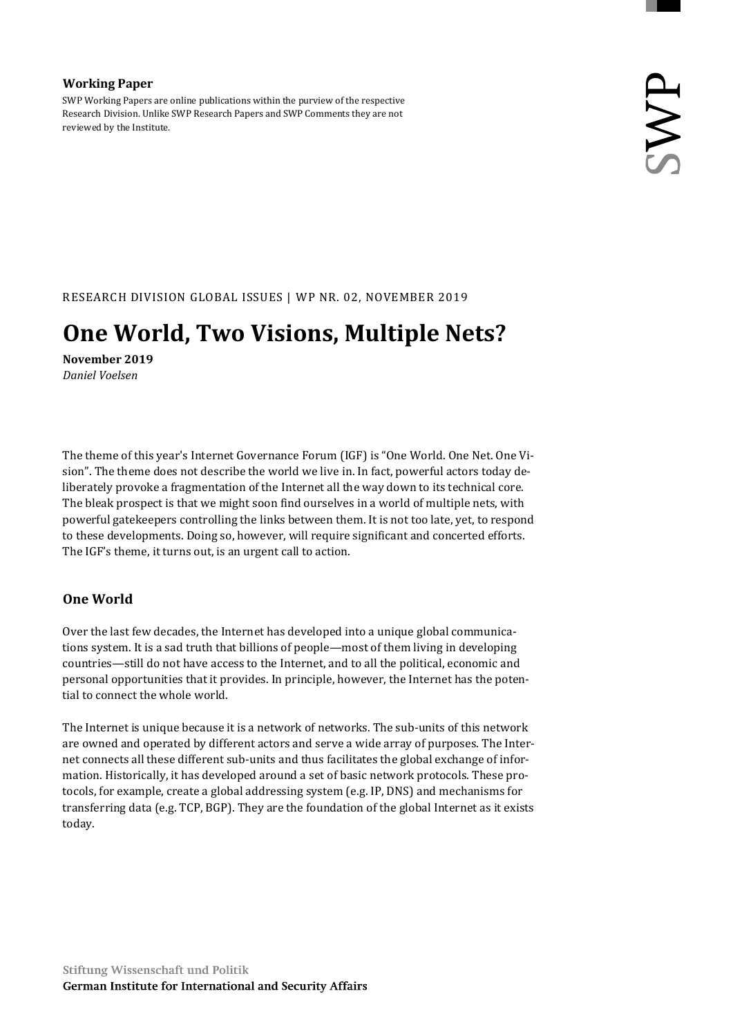**Working Paper**

SWP Working Papers are online publications within the purview of the respective Research Division. Unlike SWP Research Papers and SWP Comments they are not reviewed by the Institute.

RESEARCH DIVISION GLOBAL ISSUES | WP NR. 02, NOVEMBER 2019

# One World, Two Visions, Multiple Nets?

**November 2019**
*Daniel Voelsen*

The theme of this year's Internet Governance Forum (IGF) is "One World. One Net. One Vision". The theme does not describe the world we live in. In fact, powerful actors today deliberately provoke a fragmentation of the Internet all the way down to its technical core. The bleak prospect is that we might soon find ourselves in a world of multiple nets, with powerful gatekeepers controlling the links between them. It is not too late, yet, to respond to these developments. Doing so, however, will require significant and concerted efforts. The IGF's theme, it turns out, is an urgent call to action.

## One World

Over the last few decades, the Internet has developed into a unique global communications system. It is a sad truth that billions of people—most of them living in developing countries—still do not have access to the Internet, and to all the political, economic and personal opportunities that it provides. In principle, however, the Internet has the potential to connect the whole world.

The Internet is unique because it is a network of networks. The sub-units of this network are owned and operated by different actors and serve a wide array of purposes. The Internet connects all these different sub-units and thus facilitates the global exchange of information. Historically, it has developed around a set of basic network protocols. These protocols, for example, create a global addressing system (e.g. IP, DNS) and mechanisms for transferring data (e.g. TCP, BGP). They are the foundation of the global Internet as it exists today.

Stiftung Wissenschaft und Politik
German Institute for International and Security Affairs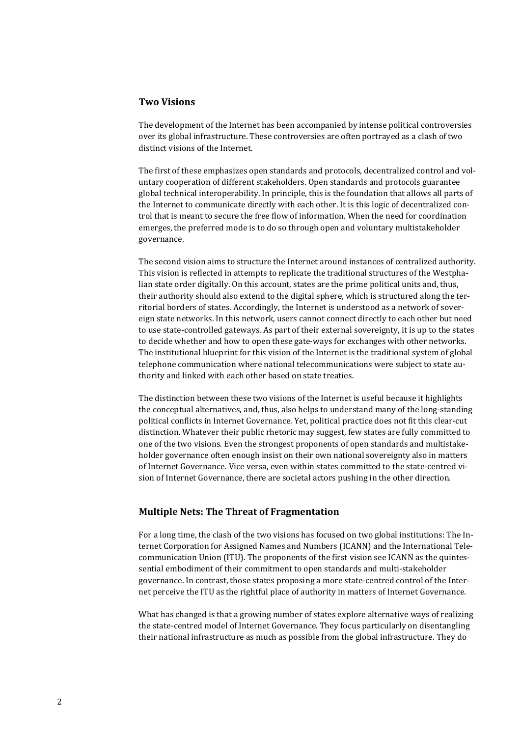## Two Visions

The development of the Internet has been accompanied by intense political controversies over its global infrastructure. These controversies are often portrayed as a clash of two distinct visions of the Internet.

The first of these emphasizes open standards and protocols, decentralized control and voluntary cooperation of different stakeholders. Open standards and protocols guarantee global technical interoperability. In principle, this is the foundation that allows all parts of the Internet to communicate directly with each other. It is this logic of decentralized control that is meant to secure the free flow of information. When the need for coordination emerges, the preferred mode is to do so through open and voluntary multistakeholder governance.

The second vision aims to structure the Internet around instances of centralized authority. This vision is reflected in attempts to replicate the traditional structures of the Westphalian state order digitally. On this account, states are the prime political units and, thus, their authority should also extend to the digital sphere, which is structured along the territorial borders of states. Accordingly, the Internet is understood as a network of sovereign state networks. In this network, users cannot connect directly to each other but need to use state-controlled gateways. As part of their external sovereignty, it is up to the states to decide whether and how to open these gate-ways for exchanges with other networks. The institutional blueprint for this vision of the Internet is the traditional system of global telephone communication where national telecommunications were subject to state authority and linked with each other based on state treaties.

The distinction between these two visions of the Internet is useful because it highlights the conceptual alternatives, and, thus, also helps to understand many of the long-standing political conflicts in Internet Governance. Yet, political practice does not fit this clear-cut distinction. Whatever their public rhetoric may suggest, few states are fully committed to one of the two visions. Even the strongest proponents of open standards and multistakeholder governance often enough insist on their own national sovereignty also in matters of Internet Governance. Vice versa, even within states committed to the state-centred vision of Internet Governance, there are societal actors pushing in the other direction.

## Multiple Nets: The Threat of Fragmentation

For a long time, the clash of the two visions has focused on two global institutions: The Internet Corporation for Assigned Names and Numbers (ICANN) and the International Telecommunication Union (ITU). The proponents of the first vision see ICANN as the quintessential embodiment of their commitment to open standards and multi-stakeholder governance. In contrast, those states proposing a more state-centred control of the Internet perceive the ITU as the rightful place of authority in matters of Internet Governance.

What has changed is that a growing number of states explore alternative ways of realizing the state-centred model of Internet Governance. They focus particularly on disentangling their national infrastructure as much as possible from the global infrastructure. They do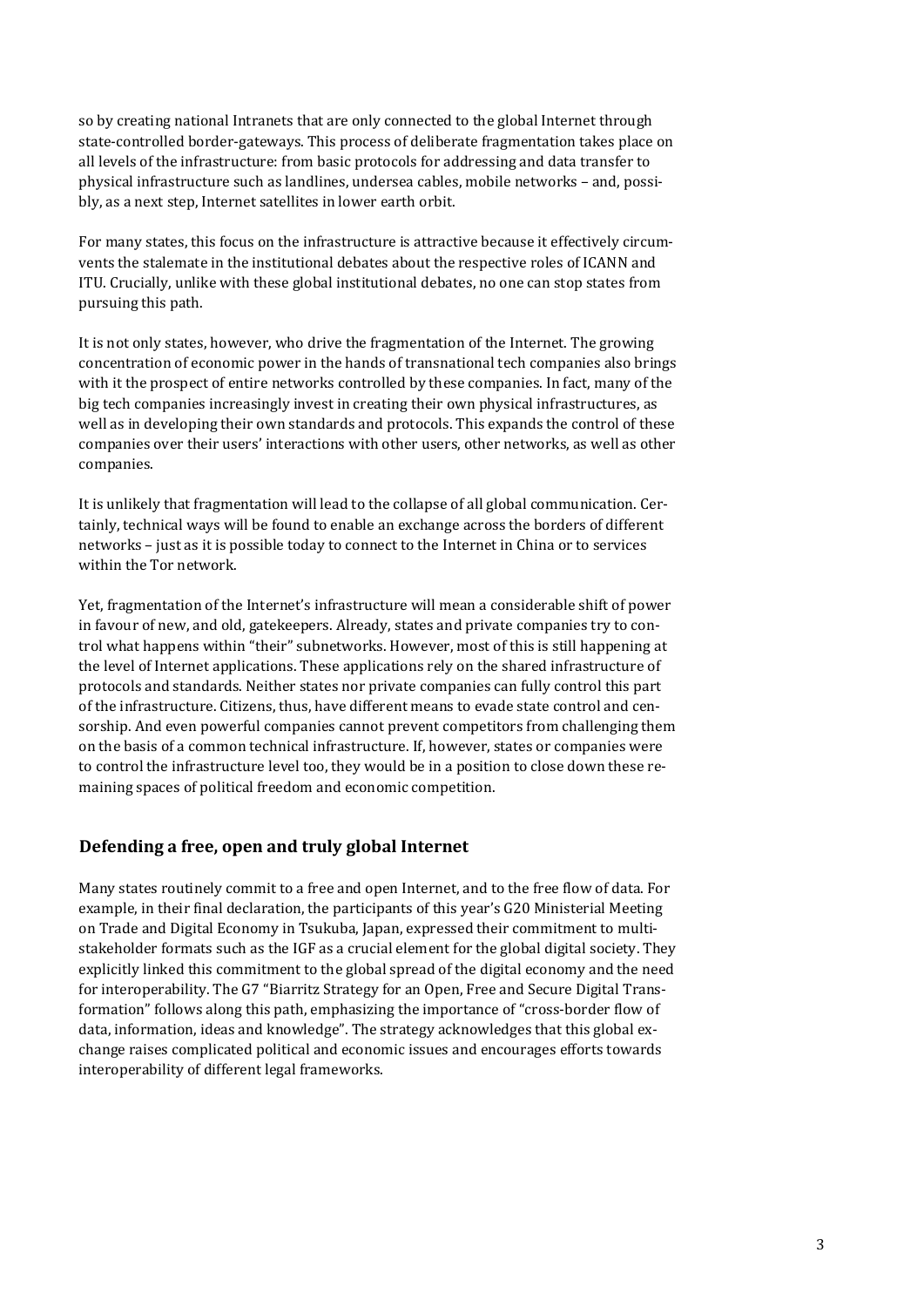so by creating national Intranets that are only connected to the global Internet through state-controlled border-gateways. This process of deliberate fragmentation takes place on all levels of the infrastructure: from basic protocols for addressing and data transfer to physical infrastructure such as landlines, undersea cables, mobile networks – and, possibly, as a next step, Internet satellites in lower earth orbit.

For many states, this focus on the infrastructure is attractive because it effectively circumvents the stalemate in the institutional debates about the respective roles of ICANN and ITU. Crucially, unlike with these global institutional debates, no one can stop states from pursuing this path.

It is not only states, however, who drive the fragmentation of the Internet. The growing concentration of economic power in the hands of transnational tech companies also brings with it the prospect of entire networks controlled by these companies. In fact, many of the big tech companies increasingly invest in creating their own physical infrastructures, as well as in developing their own standards and protocols. This expands the control of these companies over their users' interactions with other users, other networks, as well as other companies.

It is unlikely that fragmentation will lead to the collapse of all global communication. Certainly, technical ways will be found to enable an exchange across the borders of different networks – just as it is possible today to connect to the Internet in China or to services within the Tor network.

Yet, fragmentation of the Internet's infrastructure will mean a considerable shift of power in favour of new, and old, gatekeepers. Already, states and private companies try to control what happens within "their" subnetworks. However, most of this is still happening at the level of Internet applications. These applications rely on the shared infrastructure of protocols and standards. Neither states nor private companies can fully control this part of the infrastructure. Citizens, thus, have different means to evade state control and censorship. And even powerful companies cannot prevent competitors from challenging them on the basis of a common technical infrastructure. If, however, states or companies were to control the infrastructure level too, they would be in a position to close down these remaining spaces of political freedom and economic competition.

## Defending a free, open and truly global Internet

Many states routinely commit to a free and open Internet, and to the free flow of data. For example, in their final declaration, the participants of this year's G20 Ministerial Meeting on Trade and Digital Economy in Tsukuba, Japan, expressed their commitment to multi-stakeholder formats such as the IGF as a crucial element for the global digital society. They explicitly linked this commitment to the global spread of the digital economy and the need for interoperability. The G7 "Biarritz Strategy for an Open, Free and Secure Digital Transformation" follows along this path, emphasizing the importance of "cross-border flow of data, information, ideas and knowledge". The strategy acknowledges that this global exchange raises complicated political and economic issues and encourages efforts towards interoperability of different legal frameworks.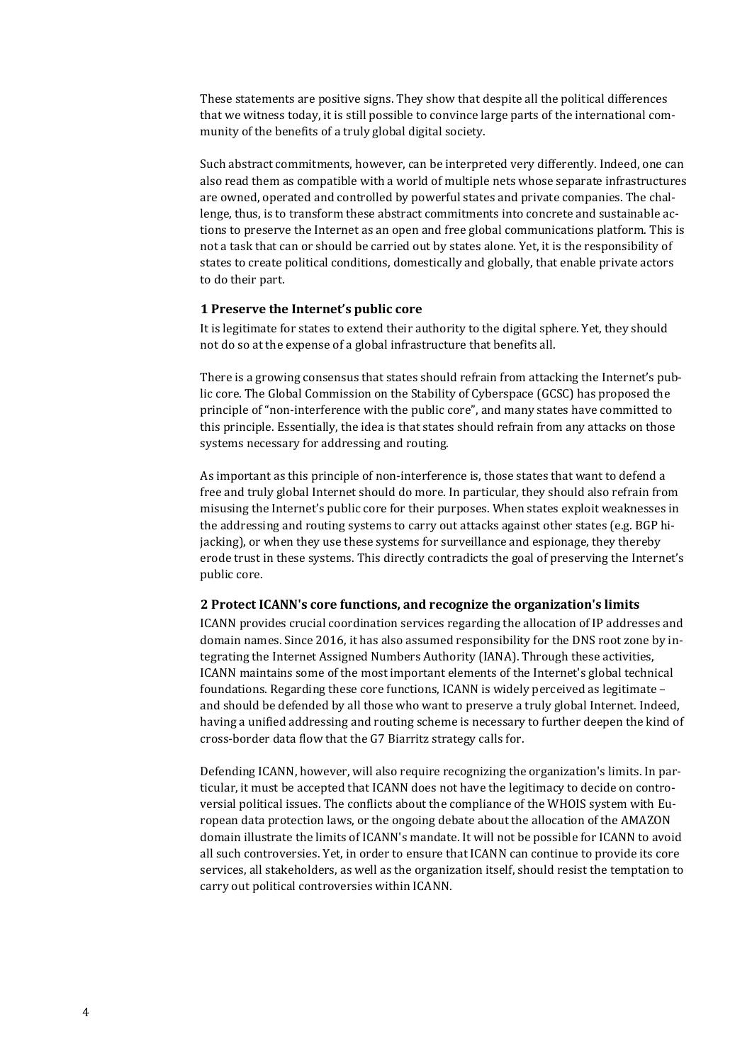These statements are positive signs. They show that despite all the political differences that we witness today, it is still possible to convince large parts of the international community of the benefits of a truly global digital society.

Such abstract commitments, however, can be interpreted very differently. Indeed, one can also read them as compatible with a world of multiple nets whose separate infrastructures are owned, operated and controlled by powerful states and private companies. The challenge, thus, is to transform these abstract commitments into concrete and sustainable actions to preserve the Internet as an open and free global communications platform. This is not a task that can or should be carried out by states alone. Yet, it is the responsibility of states to create political conditions, domestically and globally, that enable private actors to do their part.

### 1 Preserve the Internet's public core

It is legitimate for states to extend their authority to the digital sphere. Yet, they should not do so at the expense of a global infrastructure that benefits all.

There is a growing consensus that states should refrain from attacking the Internet's public core. The Global Commission on the Stability of Cyberspace (GCSC) has proposed the principle of "non-interference with the public core", and many states have committed to this principle. Essentially, the idea is that states should refrain from any attacks on those systems necessary for addressing and routing.

As important as this principle of non-interference is, those states that want to defend a free and truly global Internet should do more. In particular, they should also refrain from misusing the Internet's public core for their purposes. When states exploit weaknesses in the addressing and routing systems to carry out attacks against other states (e.g. BGP hijacking), or when they use these systems for surveillance and espionage, they thereby erode trust in these systems. This directly contradicts the goal of preserving the Internet's public core.

### 2 Protect ICANN's core functions, and recognize the organization's limits

ICANN provides crucial coordination services regarding the allocation of IP addresses and domain names. Since 2016, it has also assumed responsibility for the DNS root zone by integrating the Internet Assigned Numbers Authority (IANA). Through these activities, ICANN maintains some of the most important elements of the Internet's global technical foundations. Regarding these core functions, ICANN is widely perceived as legitimate – and should be defended by all those who want to preserve a truly global Internet. Indeed, having a unified addressing and routing scheme is necessary to further deepen the kind of cross-border data flow that the G7 Biarritz strategy calls for.

Defending ICANN, however, will also require recognizing the organization's limits. In particular, it must be accepted that ICANN does not have the legitimacy to decide on controversial political issues. The conflicts about the compliance of the WHOIS system with European data protection laws, or the ongoing debate about the allocation of the AMAZON domain illustrate the limits of ICANN's mandate. It will not be possible for ICANN to avoid all such controversies. Yet, in order to ensure that ICANN can continue to provide its core services, all stakeholders, as well as the organization itself, should resist the temptation to carry out political controversies within ICANN.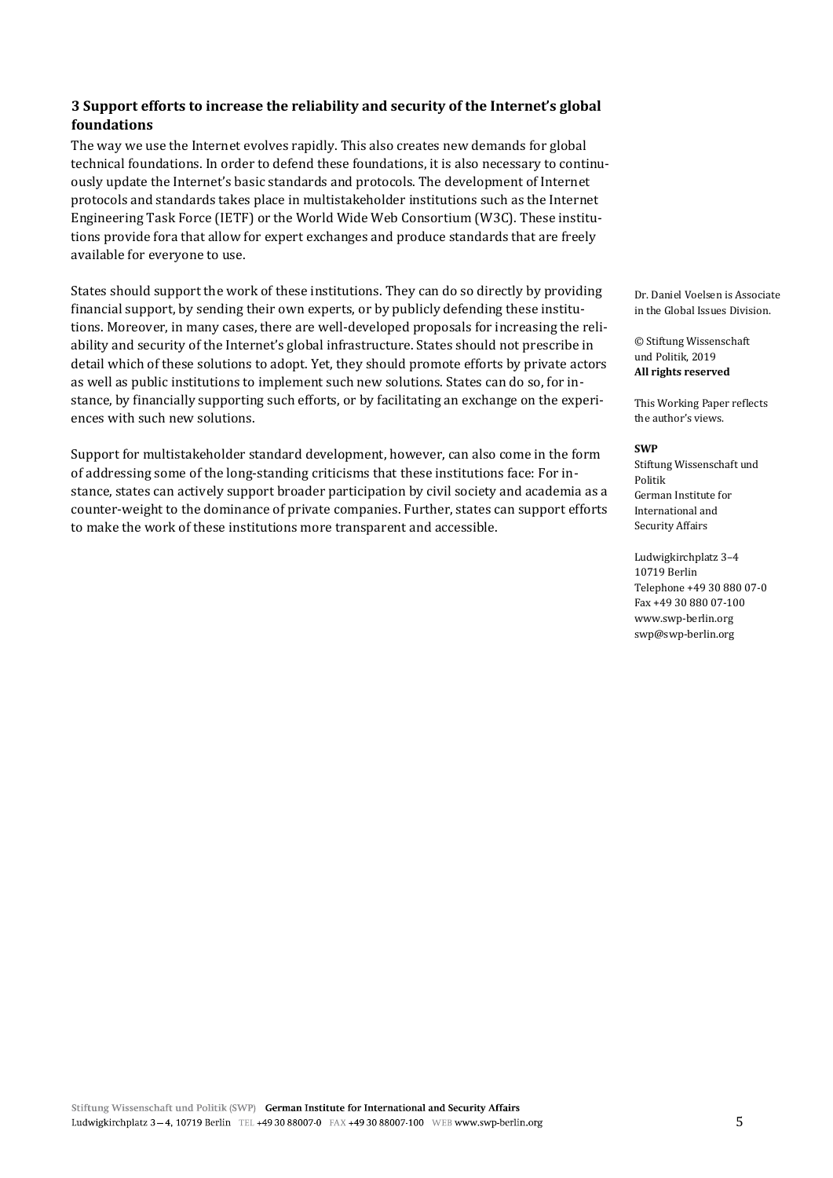### 3 Support efforts to increase the reliability and security of the Internet's global foundations

The way we use the Internet evolves rapidly. This also creates new demands for global technical foundations. In order to defend these foundations, it is also necessary to continuously update the Internet's basic standards and protocols. The development of Internet protocols and standards takes place in multistakeholder institutions such as the Internet Engineering Task Force (IETF) or the World Wide Web Consortium (W3C). These institutions provide fora that allow for expert exchanges and produce standards that are freely available for everyone to use.

States should support the work of these institutions. They can do so directly by providing financial support, by sending their own experts, or by publicly defending these institutions. Moreover, in many cases, there are well-developed proposals for increasing the reliability and security of the Internet's global infrastructure. States should not prescribe in detail which of these solutions to adopt. Yet, they should promote efforts by private actors as well as public institutions to implement such new solutions. States can do so, for instance, by financially supporting such efforts, or by facilitating an exchange on the experiences with such new solutions.

Support for multistakeholder standard development, however, can also come in the form of addressing some of the long-standing criticisms that these institutions face: For instance, states can actively support broader participation by civil society and academia as a counter-weight to the dominance of private companies. Further, states can support efforts to make the work of these institutions more transparent and accessible.

Dr. Daniel Voelsen is Associate in the Global Issues Division.

© Stiftung Wissenschaft und Politik, 2019
**All rights reserved**

This Working Paper reflects the author's views.

**SWP**
Stiftung Wissenschaft und Politik
German Institute for International and Security Affairs

Ludwigkirchplatz 3–4
10719 Berlin
Telephone +49 30 880 07-0
Fax +49 30 880 07-100
www.swp-berlin.org
swp@swp-berlin.org